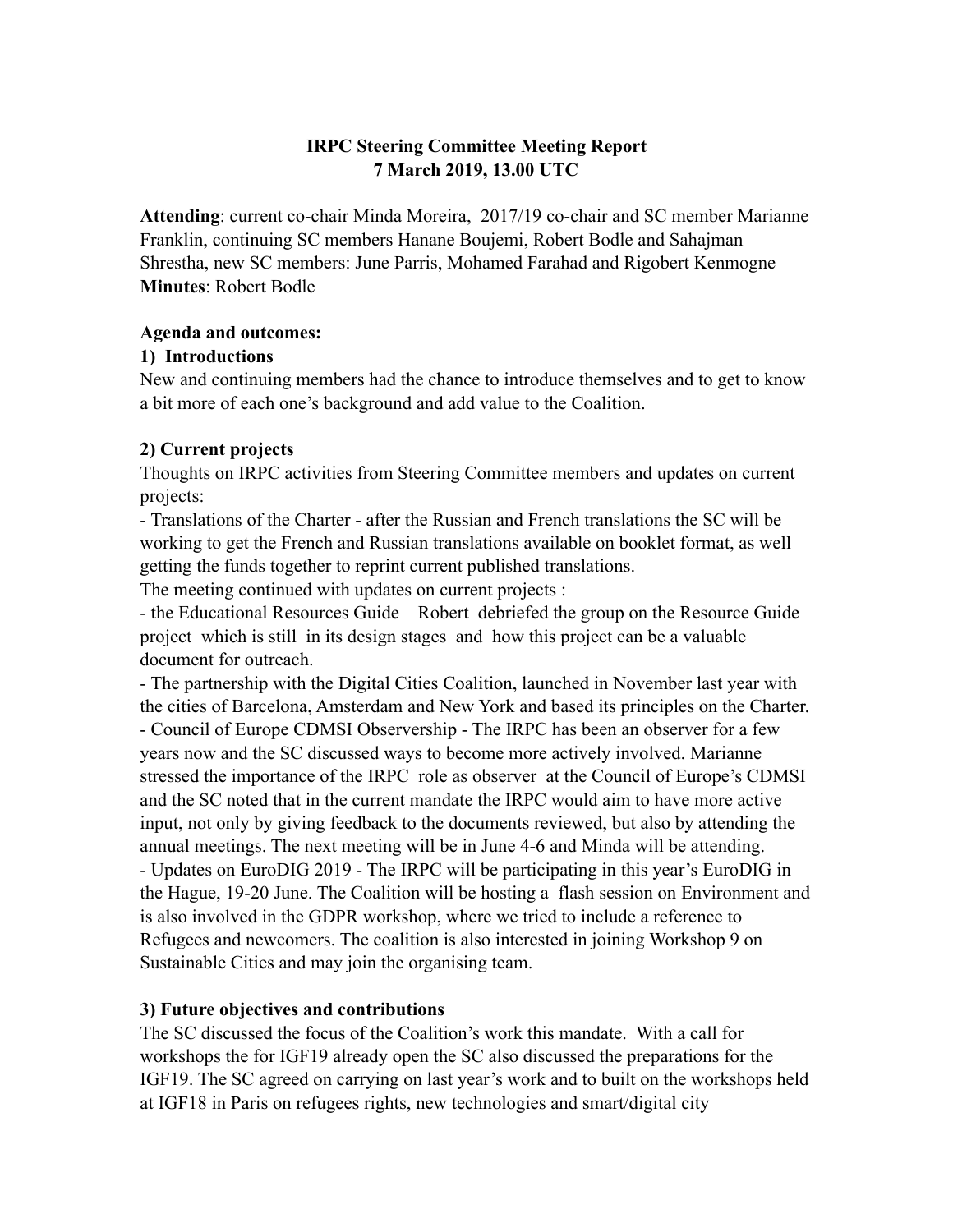**IRPC Steering Committee Meeting Report**
**7 March 2019, 13.00 UTC**

**Attending**: current co-chair Minda Moreira, 2017/19 co-chair and SC member Marianne Franklin, continuing SC members Hanane Boujemi, Robert Bodle and Sahajman Shrestha, new SC members: June Parris, Mohamed Farahad and Rigobert Kenmogne
**Minutes**: Robert Bodle

**Agenda and outcomes:**

**1) Introductions**

New and continuing members had the chance to introduce themselves and to get to know a bit more of each one's background and add value to the Coalition.

**2) Current projects**

Thoughts on IRPC activities from Steering Committee members and updates on current projects:

- Translations of the Charter - after the Russian and French translations the SC will be working to get the French and Russian translations available on booklet format, as well getting the funds together to reprint current published translations.

The meeting continued with updates on current projects :

- the Educational Resources Guide – Robert debriefed the group on the Resource Guide project which is still in its design stages and how this project can be a valuable document for outreach.
- The partnership with the Digital Cities Coalition, launched in November last year with the cities of Barcelona, Amsterdam and New York and based its principles on the Charter.
- Council of Europe CDMSI Observership - The IRPC has been an observer for a few years now and the SC discussed ways to become more actively involved. Marianne stressed the importance of the IRPC role as observer at the Council of Europe's CDMSI and the SC noted that in the current mandate the IRPC would aim to have more active input, not only by giving feedback to the documents reviewed, but also by attending the annual meetings. The next meeting will be in June 4-6 and Minda will be attending.
- Updates on EuroDIG 2019 - The IRPC will be participating in this year's EuroDIG in the Hague, 19-20 June. The Coalition will be hosting a flash session on Environment and is also involved in the GDPR workshop, where we tried to include a reference to Refugees and newcomers. The coalition is also interested in joining Workshop 9 on Sustainable Cities and may join the organising team.

**3) Future objectives and contributions**

The SC discussed the focus of the Coalition's work this mandate. With a call for workshops the for IGF19 already open the SC also discussed the preparations for the IGF19. The SC agreed on carrying on last year's work and to built on the workshops held at IGF18 in Paris on refugees rights, new technologies and smart/digital city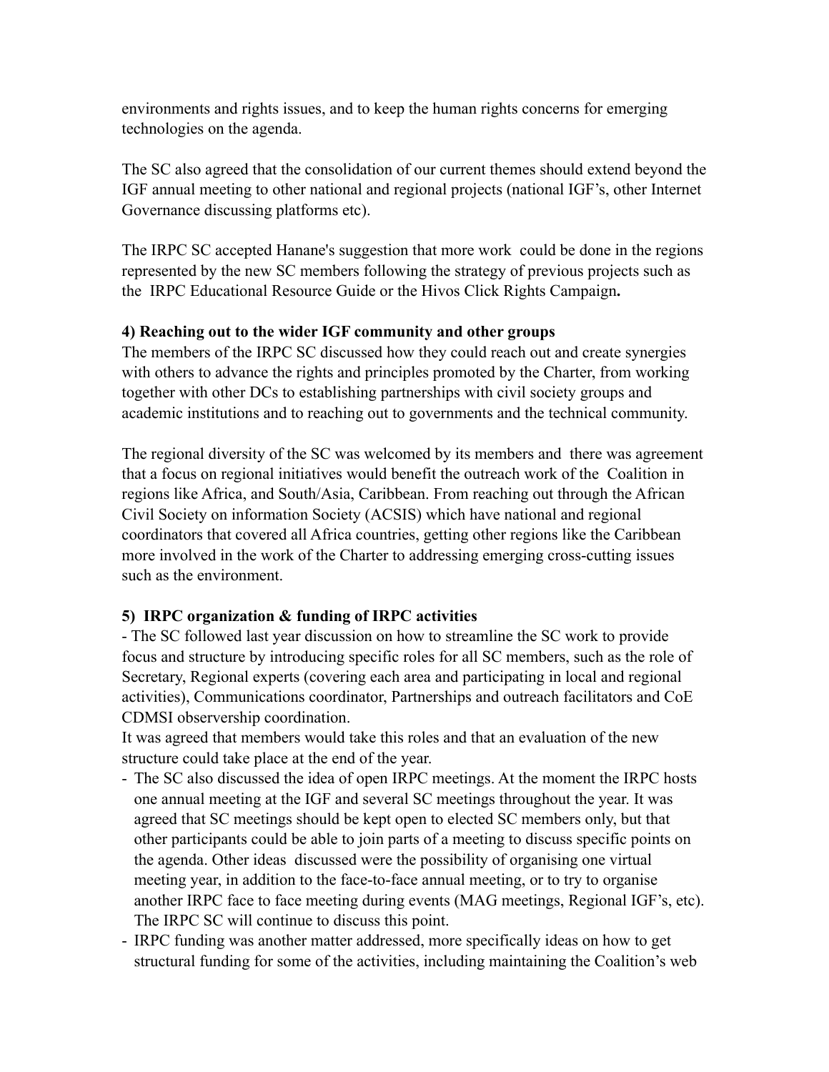environments and rights issues, and to keep the human rights concerns for emerging technologies on the agenda.

The SC also agreed that the consolidation of our current themes should extend beyond the IGF annual meeting to other national and regional projects (national IGF's, other Internet Governance discussing platforms etc).

The IRPC SC accepted Hanane's suggestion that more work could be done in the regions represented by the new SC members following the strategy of previous projects such as the IRPC Educational Resource Guide or the Hivos Click Rights Campaign**.**

**4) Reaching out to the wider IGF community and other groups**

The members of the IRPC SC discussed how they could reach out and create synergies with others to advance the rights and principles promoted by the Charter, from working together with other DCs to establishing partnerships with civil society groups and academic institutions and to reaching out to governments and the technical community.

The regional diversity of the SC was welcomed by its members and there was agreement that a focus on regional initiatives would benefit the outreach work of the Coalition in regions like Africa, and South/Asia, Caribbean. From reaching out through the African Civil Society on information Society (ACSIS) which have national and regional coordinators that covered all Africa countries, getting other regions like the Caribbean more involved in the work of the Charter to addressing emerging cross-cutting issues such as the environment.

**5) IRPC organization & funding of IRPC activities**

- The SC followed last year discussion on how to streamline the SC work to provide focus and structure by introducing specific roles for all SC members, such as the role of Secretary, Regional experts (covering each area and participating in local and regional activities), Communications coordinator, Partnerships and outreach facilitators and CoE CDMSI observership coordination.

It was agreed that members would take this roles and that an evaluation of the new structure could take place at the end of the year.

- The SC also discussed the idea of open IRPC meetings. At the moment the IRPC hosts one annual meeting at the IGF and several SC meetings throughout the year. It was agreed that SC meetings should be kept open to elected SC members only, but that other participants could be able to join parts of a meeting to discuss specific points on the agenda. Other ideas discussed were the possibility of organising one virtual meeting year, in addition to the face-to-face annual meeting, or to try to organise another IRPC face to face meeting during events (MAG meetings, Regional IGF's, etc). The IRPC SC will continue to discuss this point.
- IRPC funding was another matter addressed, more specifically ideas on how to get structural funding for some of the activities, including maintaining the Coalition's web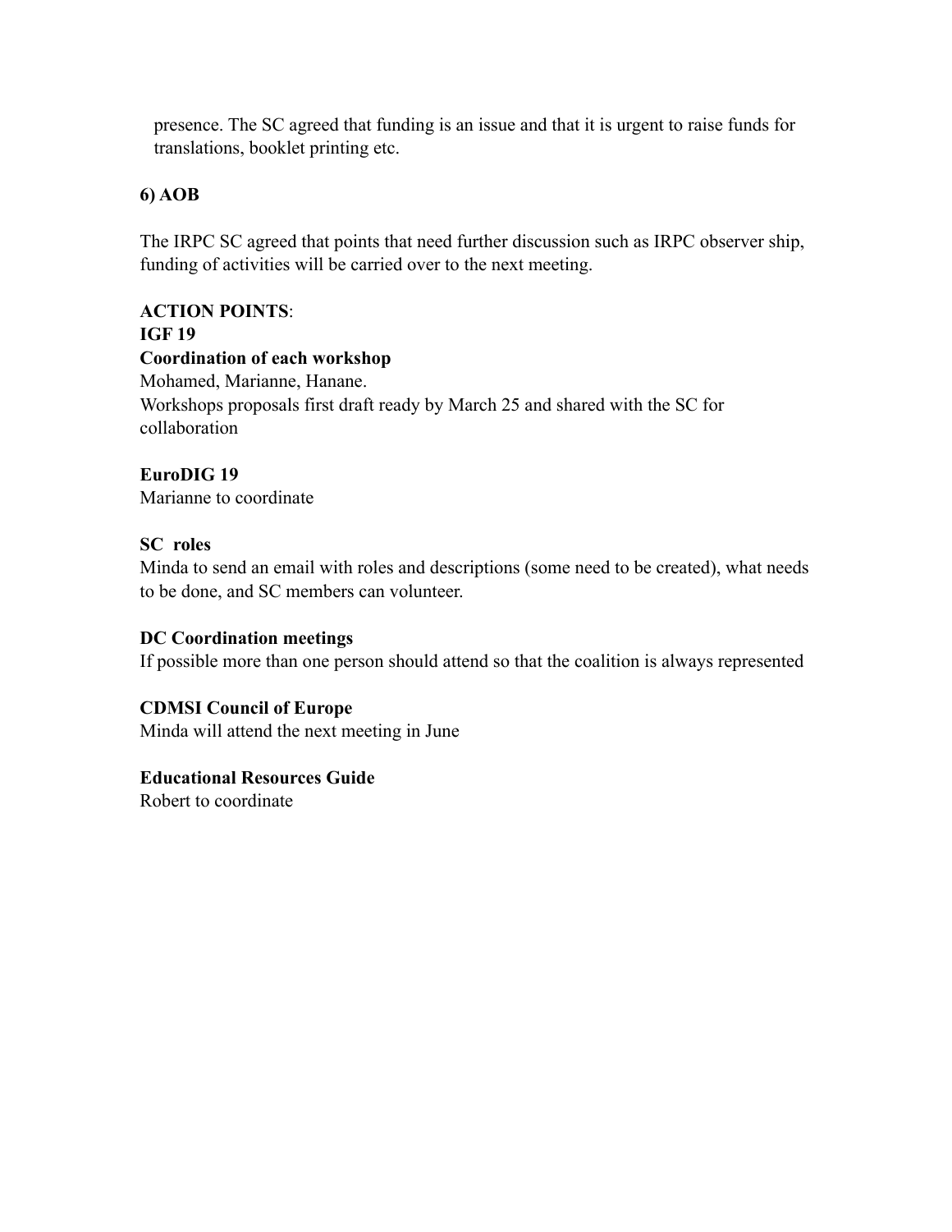presence. The SC agreed that funding is an issue and that it is urgent to raise funds for translations, booklet printing etc.

**6) AOB**

The IRPC SC agreed that points that need further discussion such as IRPC observer ship, funding of activities will be carried over to the next meeting.

**ACTION POINTS**:

**IGF 19**

**Coordination of each workshop**

Mohamed, Marianne, Hanane.
Workshops proposals first draft ready by March 25 and shared with the SC for collaboration

**EuroDIG 19**

Marianne to coordinate

**SC roles**

Minda to send an email with roles and descriptions (some need to be created), what needs to be done, and SC members can volunteer.

**DC Coordination meetings**

If possible more than one person should attend so that the coalition is always represented

**CDMSI Council of Europe**

Minda will attend the next meeting in June

**Educational Resources Guide**

Robert to coordinate